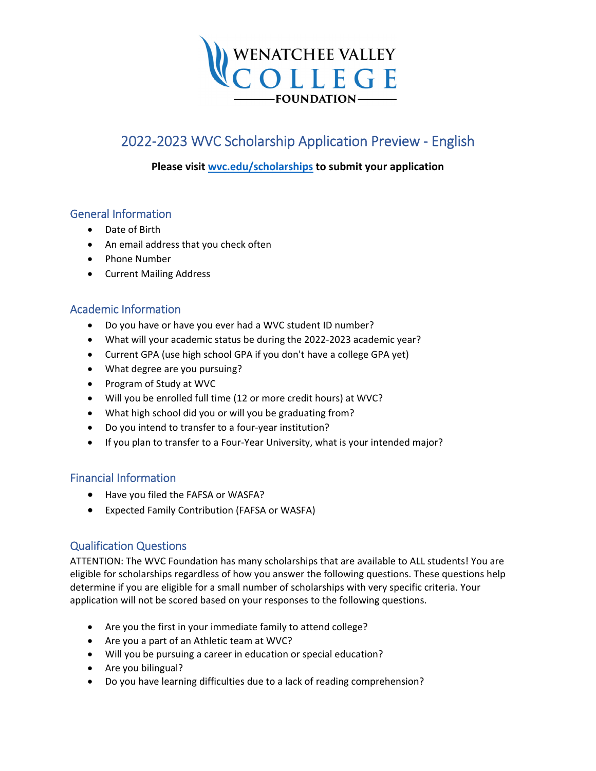WENATCHEE VALLEY COLLEGE FOUNDATION

# 2022-2023 WVC Scholarship Application Preview - English

**Please visit [wvc.edu/scholarships](wvc.edu/scholarships) to submit your application**

## General Information

- Date of Birth
- An email address that you check often
- Phone Number
- Current Mailing Address

## Academic Information

- Do you have or have you ever had a WVC student ID number?
- What will your academic status be during the 2022-2023 academic year?
- Current GPA (use high school GPA if you don't have a college GPA yet)
- What degree are you pursuing?
- Program of Study at WVC
- Will you be enrolled full time (12 or more credit hours) at WVC?
- What high school did you or will you be graduating from?
- Do you intend to transfer to a four-year institution?
- If you plan to transfer to a Four-Year University, what is your intended major?

## Financial Information

- Have you filed the FAFSA or WASFA?
- Expected Family Contribution (FAFSA or WASFA)

## Qualification Questions

ATTENTION: The WVC Foundation has many scholarships that are available to ALL students! You are eligible for scholarships regardless of how you answer the following questions. These questions help determine if you are eligible for a small number of scholarships with very specific criteria. Your application will not be scored based on your responses to the following questions.

- Are you the first in your immediate family to attend college?
- Are you a part of an Athletic team at WVC?
- Will you be pursuing a career in education or special education?
- Are you bilingual?
- Do you have learning difficulties due to a lack of reading comprehension?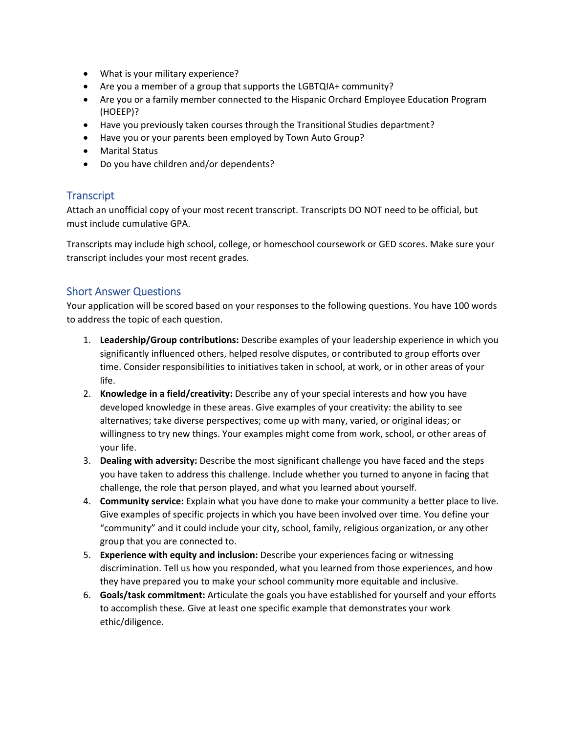- What is your military experience?
- Are you a member of a group that supports the LGBTQIA+ community?
- Are you or a family member connected to the Hispanic Orchard Employee Education Program (HOEEP)?
- Have you previously taken courses through the Transitional Studies department?
- Have you or your parents been employed by Town Auto Group?
- Marital Status
- Do you have children and/or dependents?

## Transcript

Attach an unofficial copy of your most recent transcript. Transcripts DO NOT need to be official, but must include cumulative GPA.

Transcripts may include high school, college, or homeschool coursework or GED scores. Make sure your transcript includes your most recent grades.

## Short Answer Questions

Your application will be scored based on your responses to the following questions. You have 100 words to address the topic of each question.

1. **Leadership/Group contributions:** Describe examples of your leadership experience in which you significantly influenced others, helped resolve disputes, or contributed to group efforts over time. Consider responsibilities to initiatives taken in school, at work, or in other areas of your life.
2. **Knowledge in a field/creativity:** Describe any of your special interests and how you have developed knowledge in these areas. Give examples of your creativity: the ability to see alternatives; take diverse perspectives; come up with many, varied, or original ideas; or willingness to try new things. Your examples might come from work, school, or other areas of your life.
3. **Dealing with adversity:** Describe the most significant challenge you have faced and the steps you have taken to address this challenge. Include whether you turned to anyone in facing that challenge, the role that person played, and what you learned about yourself.
4. **Community service:** Explain what you have done to make your community a better place to live. Give examples of specific projects in which you have been involved over time. You define your "community" and it could include your city, school, family, religious organization, or any other group that you are connected to.
5. **Experience with equity and inclusion:** Describe your experiences facing or witnessing discrimination. Tell us how you responded, what you learned from those experiences, and how they have prepared you to make your school community more equitable and inclusive.
6. **Goals/task commitment:** Articulate the goals you have established for yourself and your efforts to accomplish these. Give at least one specific example that demonstrates your work ethic/diligence.